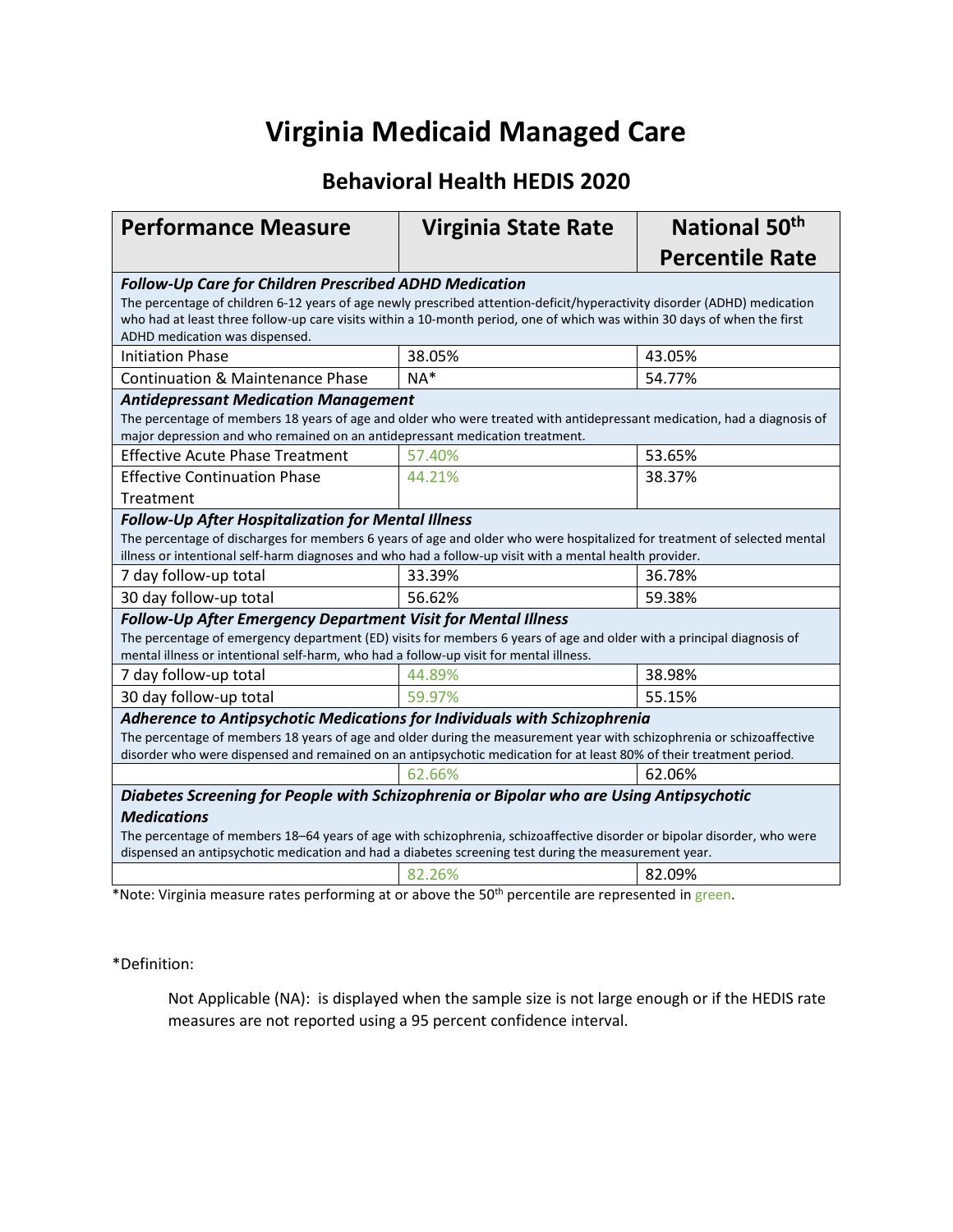# Virginia Medicaid Managed Care

## Behavioral Health HEDIS 2020

| Performance Measure | Virginia State Rate | National 50th Percentile Rate |
|---|---|---|
| ***Follow-Up Care for Children Prescribed ADHD Medication*** The percentage of children 6-12 years of age newly prescribed attention-deficit/hyperactivity disorder (ADHD) medication who had at least three follow-up care visits within a 10-month period, one of which was within 30 days of when the first ADHD medication was dispensed. | | |
| Initiation Phase | 38.05% | 43.05% |
| Continuation & Maintenance Phase | NA* | 54.77% |
| ***Antidepressant Medication Management*** The percentage of members 18 years of age and older who were treated with antidepressant medication, had a diagnosis of major depression and who remained on an antidepressant medication treatment. | | |
| Effective Acute Phase Treatment | 57.40% | 53.65% |
| Effective Continuation Phase Treatment | 44.21% | 38.37% |
| ***Follow-Up After Hospitalization for Mental Illness*** The percentage of discharges for members 6 years of age and older who were hospitalized for treatment of selected mental illness or intentional self-harm diagnoses and who had a follow-up visit with a mental health provider. | | |
| 7 day follow-up total | 33.39% | 36.78% |
| 30 day follow-up total | 56.62% | 59.38% |
| ***Follow-Up After Emergency Department Visit for Mental Illness*** The percentage of emergency department (ED) visits for members 6 years of age and older with a principal diagnosis of mental illness or intentional self-harm, who had a follow-up visit for mental illness. | | |
| 7 day follow-up total | 44.89% | 38.98% |
| 30 day follow-up total | 59.97% | 55.15% |
| ***Adherence to Antipsychotic Medications for Individuals with Schizophrenia*** The percentage of members 18 years of age and older during the measurement year with schizophrenia or schizoaffective disorder who were dispensed and remained on an antipsychotic medication for at least 80% of their treatment period. | | |
| | 62.66% | 62.06% |
| ***Diabetes Screening for People with Schizophrenia or Bipolar who are Using Antipsychotic Medications*** The percentage of members 18–64 years of age with schizophrenia, schizoaffective disorder or bipolar disorder, who were dispensed an antipsychotic medication and had a diabetes screening test during the measurement year. | | |
| | 82.26% | 82.09% |

*Note: Virginia measure rates performing at or above the 50th percentile are represented in green.

*Definition:

Not Applicable (NA): is displayed when the sample size is not large enough or if the HEDIS rate measures are not reported using a 95 percent confidence interval.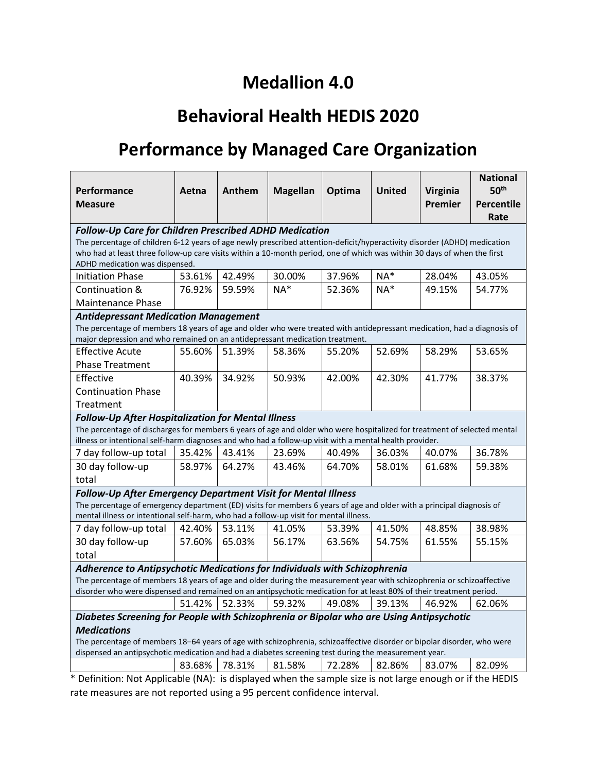# Medallion 4.0

# Behavioral Health HEDIS 2020

# Performance by Managed Care Organization

| Performance Measure | Aetna | Anthem | Magellan | Optima | United | Virginia Premier | National 50th Percentile Rate |
|---|---|---|---|---|---|---|---|
| ***Follow-Up Care for Children Prescribed ADHD Medication*** The percentage of children 6-12 years of age newly prescribed attention-deficit/hyperactivity disorder (ADHD) medication who had at least three follow-up care visits within a 10-month period, one of which was within 30 days of when the first ADHD medication was dispensed. | | | | | | | |
| Initiation Phase | 53.61% | 42.49% | 30.00% | 37.96% | NA* | 28.04% | 43.05% |
| Continuation & Maintenance Phase | 76.92% | 59.59% | NA* | 52.36% | NA* | 49.15% | 54.77% |
| ***Antidepressant Medication Management*** The percentage of members 18 years of age and older who were treated with antidepressant medication, had a diagnosis of major depression and who remained on an antidepressant medication treatment. | | | | | | | |
| Effective Acute Phase Treatment | 55.60% | 51.39% | 58.36% | 55.20% | 52.69% | 58.29% | 53.65% |
| Effective Continuation Phase Treatment | 40.39% | 34.92% | 50.93% | 42.00% | 42.30% | 41.77% | 38.37% |
| ***Follow-Up After Hospitalization for Mental Illness*** The percentage of discharges for members 6 years of age and older who were hospitalized for treatment of selected mental illness or intentional self-harm diagnoses and who had a follow-up visit with a mental health provider. | | | | | | | |
| 7 day follow-up total | 35.42% | 43.41% | 23.69% | 40.49% | 36.03% | 40.07% | 36.78% |
| 30 day follow-up total | 58.97% | 64.27% | 43.46% | 64.70% | 58.01% | 61.68% | 59.38% |
| ***Follow-Up After Emergency Department Visit for Mental Illness*** The percentage of emergency department (ED) visits for members 6 years of age and older with a principal diagnosis of mental illness or intentional self-harm, who had a follow-up visit for mental illness. | | | | | | | |
| 7 day follow-up total | 42.40% | 53.11% | 41.05% | 53.39% | 41.50% | 48.85% | 38.98% |
| 30 day follow-up total | 57.60% | 65.03% | 56.17% | 63.56% | 54.75% | 61.55% | 55.15% |
| ***Adherence to Antipsychotic Medications for Individuals with Schizophrenia*** The percentage of members 18 years of age and older during the measurement year with schizophrenia or schizoaffective disorder who were dispensed and remained on an antipsychotic medication for at least 80% of their treatment period. | | | | | | | |
| | 51.42% | 52.33% | 59.32% | 49.08% | 39.13% | 46.92% | 62.06% |
| ***Diabetes Screening for People with Schizophrenia or Bipolar who are Using Antipsychotic Medications*** The percentage of members 18–64 years of age with schizophrenia, schizoaffective disorder or bipolar disorder, who were dispensed an antipsychotic medication and had a diabetes screening test during the measurement year. | | | | | | | |
| | 83.68% | 78.31% | 81.58% | 72.28% | 82.86% | 83.07% | 82.09% |

* Definition: Not Applicable (NA): is displayed when the sample size is not large enough or if the HEDIS rate measures are not reported using a 95 percent confidence interval.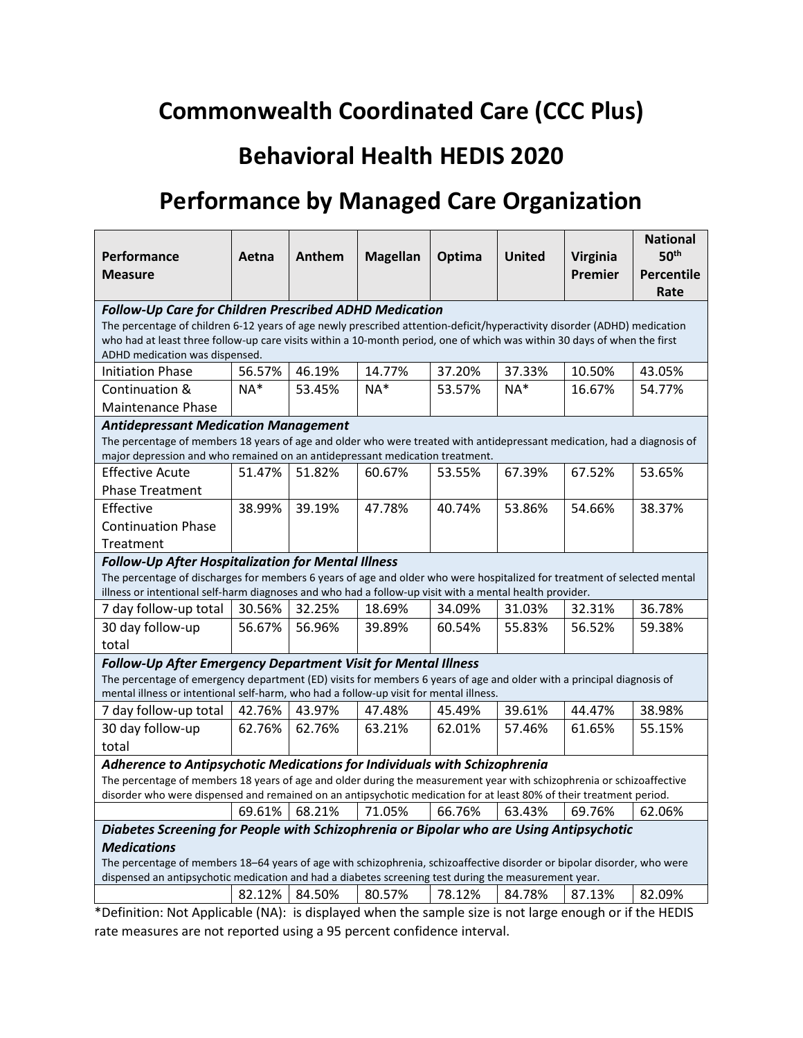# Commonwealth Coordinated Care (CCC Plus)

# Behavioral Health HEDIS 2020

# Performance by Managed Care Organization

| Performance Measure | Aetna | Anthem | Magellan | Optima | United | Virginia Premier | National 50th Percentile Rate |
|---|---|---|---|---|---|---|---|
| ***Follow-Up Care for Children Prescribed ADHD Medication*** The percentage of children 6-12 years of age newly prescribed attention-deficit/hyperactivity disorder (ADHD) medication who had at least three follow-up care visits within a 10-month period, one of which was within 30 days of when the first ADHD medication was dispensed. | | | | | | | |
| Initiation Phase | 56.57% | 46.19% | 14.77% | 37.20% | 37.33% | 10.50% | 43.05% |
| Continuation & Maintenance Phase | NA* | 53.45% | NA* | 53.57% | NA* | 16.67% | 54.77% |
| ***Antidepressant Medication Management*** The percentage of members 18 years of age and older who were treated with antidepressant medication, had a diagnosis of major depression and who remained on an antidepressant medication treatment. | | | | | | | |
| Effective Acute Phase Treatment | 51.47% | 51.82% | 60.67% | 53.55% | 67.39% | 67.52% | 53.65% |
| Effective Continuation Phase Treatment | 38.99% | 39.19% | 47.78% | 40.74% | 53.86% | 54.66% | 38.37% |
| ***Follow-Up After Hospitalization for Mental Illness*** The percentage of discharges for members 6 years of age and older who were hospitalized for treatment of selected mental illness or intentional self-harm diagnoses and who had a follow-up visit with a mental health provider. | | | | | | | |
| 7 day follow-up total | 30.56% | 32.25% | 18.69% | 34.09% | 31.03% | 32.31% | 36.78% |
| 30 day follow-up total | 56.67% | 56.96% | 39.89% | 60.54% | 55.83% | 56.52% | 59.38% |
| ***Follow-Up After Emergency Department Visit for Mental Illness*** The percentage of emergency department (ED) visits for members 6 years of age and older with a principal diagnosis of mental illness or intentional self-harm, who had a follow-up visit for mental illness. | | | | | | | |
| 7 day follow-up total | 42.76% | 43.97% | 47.48% | 45.49% | 39.61% | 44.47% | 38.98% |
| 30 day follow-up total | 62.76% | 62.76% | 63.21% | 62.01% | 57.46% | 61.65% | 55.15% |
| ***Adherence to Antipsychotic Medications for Individuals with Schizophrenia*** The percentage of members 18 years of age and older during the measurement year with schizophrenia or schizoaffective disorder who were dispensed and remained on an antipsychotic medication for at least 80% of their treatment period. | | | | | | | |
| | 69.61% | 68.21% | 71.05% | 66.76% | 63.43% | 69.76% | 62.06% |
| ***Diabetes Screening for People with Schizophrenia or Bipolar who are Using Antipsychotic Medications*** The percentage of members 18–64 years of age with schizophrenia, schizoaffective disorder or bipolar disorder, who were dispensed an antipsychotic medication and had a diabetes screening test during the measurement year. | | | | | | | |
| | 82.12% | 84.50% | 80.57% | 78.12% | 84.78% | 87.13% | 82.09% |

*Definition: Not Applicable (NA): is displayed when the sample size is not large enough or if the HEDIS rate measures are not reported using a 95 percent confidence interval.